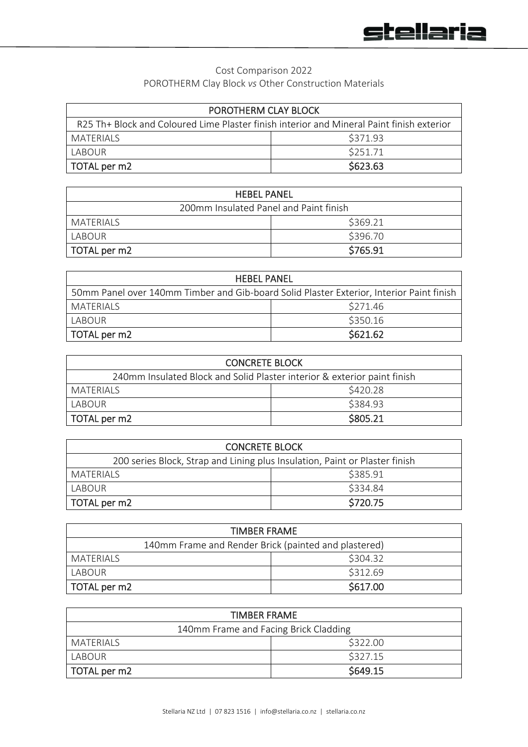Cost Comparison 2022

POROTHERM Clay Block *vs* Other Construction Materials

| POROTHERM CLAY BLOCK | |
|---|---|
| R25 Th+ Block and Coloured Lime Plaster finish interior and Mineral Paint finish exterior | |
| MATERIALS | $371.93 |
| LABOUR | $251.71 |
| TOTAL per m2 | $623.63 |

| HEBEL PANEL | |
|---|---|
| 200mm Insulated Panel and Paint finish | |
| MATERIALS | $369.21 |
| LABOUR | $396.70 |
| TOTAL per m2 | $765.91 |

| HEBEL PANEL | |
|---|---|
| 50mm Panel over 140mm Timber and Gib-board Solid Plaster Exterior, Interior Paint finish | |
| MATERIALS | $271.46 |
| LABOUR | $350.16 |
| TOTAL per m2 | $621.62 |

| CONCRETE BLOCK | |
|---|---|
| 240mm Insulated Block and Solid Plaster interior & exterior paint finish | |
| MATERIALS | $420.28 |
| LABOUR | $384.93 |
| TOTAL per m2 | $805.21 |

| CONCRETE BLOCK | |
|---|---|
| 200 series Block, Strap and Lining plus Insulation, Paint or Plaster finish | |
| MATERIALS | $385.91 |
| LABOUR | $334.84 |
| TOTAL per m2 | $720.75 |

| TIMBER FRAME | |
|---|---|
| 140mm Frame and Render Brick (painted and plastered) | |
| MATERIALS | $304.32 |
| LABOUR | $312.69 |
| TOTAL per m2 | $617.00 |

| TIMBER FRAME | |
|---|---|
| 140mm Frame and Facing Brick Cladding | |
| MATERIALS | $322.00 |
| LABOUR | $327.15 |
| TOTAL per m2 | $649.15 |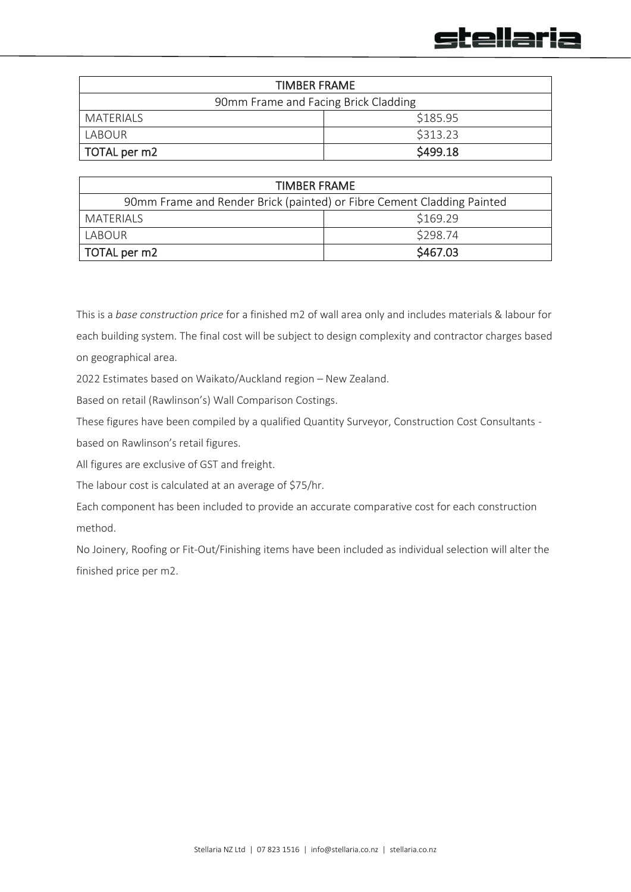| TIMBER FRAME | |
|---|---|
| 90mm Frame and Facing Brick Cladding | |
| MATERIALS | $185.95 |
| LABOUR | $313.23 |
| **TOTAL per m2** | **$499.18** |

| TIMBER FRAME | |
|---|---|
| 90mm Frame and Render Brick (painted) or Fibre Cement Cladding Painted | |
| MATERIALS | $169.29 |
| LABOUR | $298.74 |
| **TOTAL per m2** | **$467.03** |

This is a *base construction price* for a finished m2 of wall area only and includes materials & labour for each building system. The final cost will be subject to design complexity and contractor charges based on geographical area.

2022 Estimates based on Waikato/Auckland region – New Zealand.

Based on retail (Rawlinson's) Wall Comparison Costings.

These figures have been compiled by a qualified Quantity Surveyor, Construction Cost Consultants - based on Rawlinson's retail figures.

All figures are exclusive of GST and freight.

The labour cost is calculated at an average of $75/hr.

Each component has been included to provide an accurate comparative cost for each construction method.

No Joinery, Roofing or Fit-Out/Finishing items have been included as individual selection will alter the finished price per m2.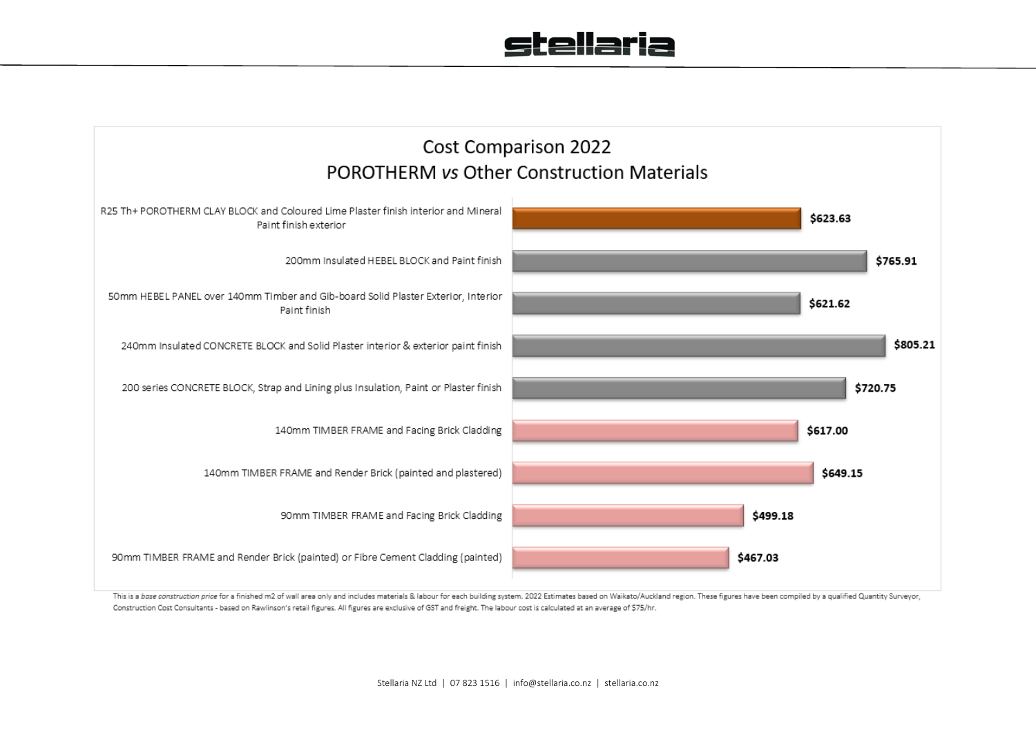# Cost Comparison 2022
## POROTHERM *vs* Other Construction Materials

R25 Th+ POROTHERM CLAY BLOCK and Coloured Lime Plaster finish interior and Mineral Paint finish exterior
$623.63

200mm Insulated HEBEL BLOCK and Paint finish
$765.91

50mm HEBEL PANEL over 140mm Timber and Gib-board Solid Plaster Exterior, Interior Paint finish
$621.62

240mm Insulated CONCRETE BLOCK and Solid Plaster interior & exterior paint finish
$805.21

200 series CONCRETE BLOCK, Strap and Lining plus Insulation, Paint or Plaster finish
$720.75

140mm TIMBER FRAME and Facing Brick Cladding
$617.00

140mm TIMBER FRAME and Render Brick (painted and plastered)
$649.15

90mm TIMBER FRAME and Facing Brick Cladding
$499.18

90mm TIMBER FRAME and Render Brick (painted) or Fibre Cement Cladding (painted)
$467.03

This is a *base construction price* for a finished m2 of wall area only and includes materials & labour for each building system. 2022 Estimates based on Waikato/Auckland region. These figures have been compiled by a qualified Quantity Surveyor, Construction Cost Consultants - based on Rawlinson's retail figures. All figures are exclusive of GST and freight. The labour cost is calculated at an average of $75/hr.